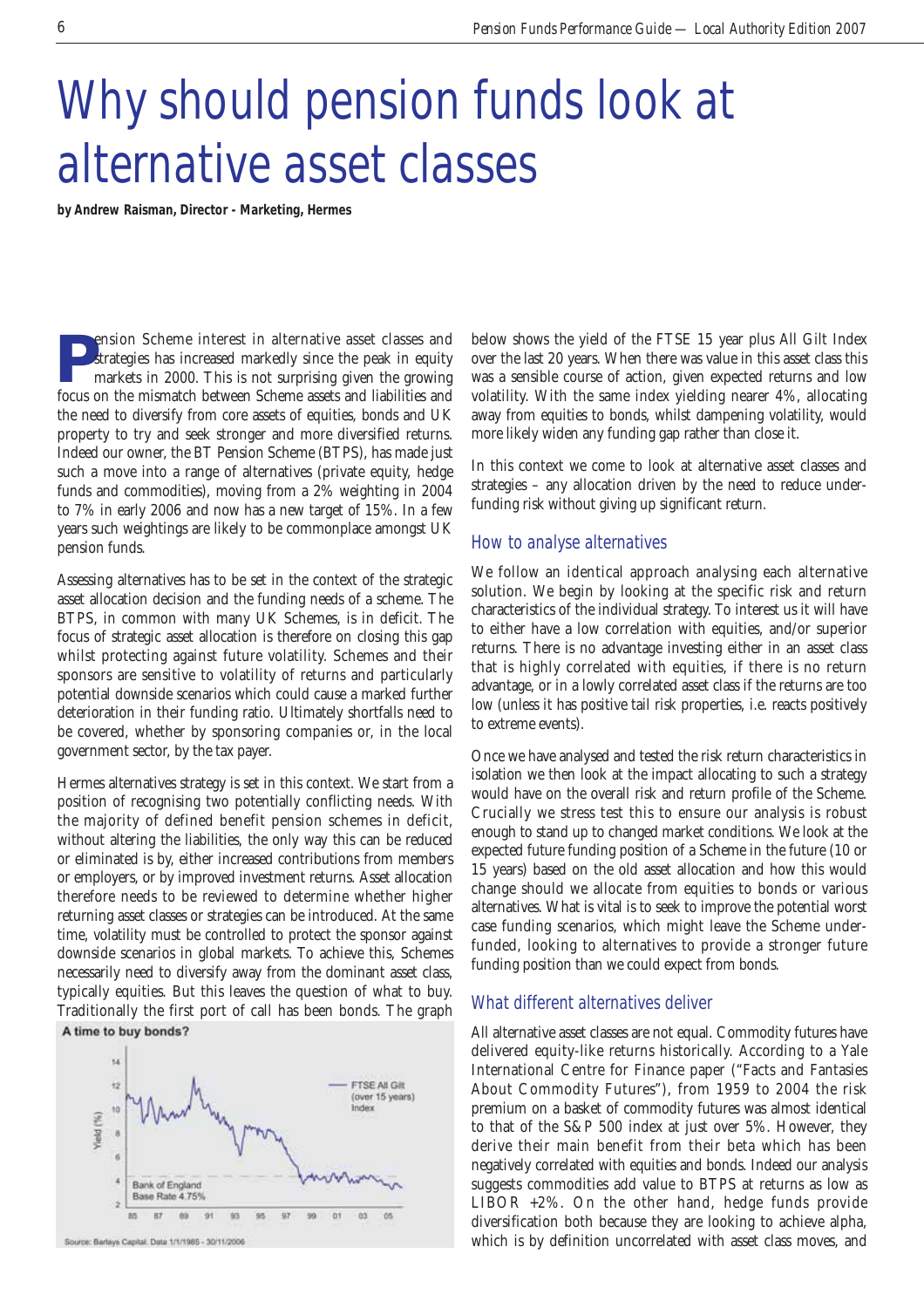# Why should pension funds look at alternative asset classes

**by Andrew Raisman, Director - Marketing, Hermes**

Pension Scheme interest in alternative asset classes and strategies has increased markedly since the peak in equity markets in 2000. This is not surprising given the growing focus on the mismatch between Scheme assets and liabilities and the need to diversify from core assets of equities, bonds and UK property to try and seek stronger and more diversified returns. Indeed our owner, the BT Pension Scheme (BTPS), has made just such a move into a range of alternatives (private equity, hedge funds and commodities), moving from a 2% weighting in 2004 to 7% in early 2006 and now has a new target of 15%. In a few years such weightings are likely to be commonplace amongst UK pension funds.

Assessing alternatives has to be set in the context of the strategic asset allocation decision and the funding needs of a scheme. The BTPS, in common with many UK Schemes, is in deficit. The focus of strategic asset allocation is therefore on closing this gap whilst protecting against future volatility. Schemes and their sponsors are sensitive to volatility of returns and particularly potential downside scenarios which could cause a marked further deterioration in their funding ratio. Ultimately shortfalls need to be covered, whether by sponsoring companies or, in the local government sector, by the tax payer.

Hermes alternatives strategy is set in this context. We start from a position of recognising two potentially conflicting needs. With the majority of defined benefit pension schemes in deficit, without altering the liabilities, the only way this can be reduced or eliminated is by, either increased contributions from members or employers, or by improved investment returns. Asset allocation therefore needs to be reviewed to determine whether higher returning asset classes or strategies can be introduced. At the same time, volatility must be controlled to protect the sponsor against downside scenarios in global markets. To achieve this, Schemes necessarily need to diversify away from the dominant asset class, typically equities. But this leaves the question of what to buy. Traditionally the first port of call has been bonds. The graph below shows the yield of the FTSE 15 year plus All Gilt Index over the last 20 years. When there was value in this asset class this was a sensible course of action, given expected returns and low volatility. With the same index yielding nearer 4%, allocating away from equities to bonds, whilst dampening volatility, would more likely widen any funding gap rather than close it.

**A time to buy bonds?**

Source: Barlays Capital. Data 1/1/1985 - 30/11/2006

In this context we come to look at alternative asset classes and strategies – any allocation driven by the need to reduce under-funding risk without giving up significant return.

## How to analyse alternatives

We follow an identical approach analysing each alternative solution. We begin by looking at the specific risk and return characteristics of the individual strategy. To interest us it will have to either have a low correlation with equities, and/or superior returns. There is no advantage investing either in an asset class that is highly correlated with equities, if there is no return advantage, or in a lowly correlated asset class if the returns are too low (unless it has positive tail risk properties, i.e. reacts positively to extreme events).

Once we have analysed and tested the risk return characteristics in isolation we then look at the impact allocating to such a strategy would have on the overall risk and return profile of the Scheme. Crucially we stress test this to ensure our analysis is robust enough to stand up to changed market conditions. We look at the expected future funding position of a Scheme in the future (10 or 15 years) based on the old asset allocation and how this would change should we allocate from equities to bonds or various alternatives. What is vital is to seek to improve the potential worst case funding scenarios, which might leave the Scheme under-funded, looking to alternatives to provide a stronger future funding position than we could expect from bonds.

## What different alternatives deliver

All alternative asset classes are not equal. Commodity futures have delivered equity-like returns historically. According to a Yale International Centre for Finance paper ("Facts and Fantasies About Commodity Futures"), from 1959 to 2004 the risk premium on a basket of commodity futures was almost identical to that of the S&P 500 index at just over 5%. However, they derive their main benefit from their beta which has been negatively correlated with equities and bonds. Indeed our analysis suggests commodities add value to BTPS at returns as low as LIBOR +2%. On the other hand, hedge funds provide diversification both because they are looking to achieve alpha, which is by definition uncorrelated with asset class moves, and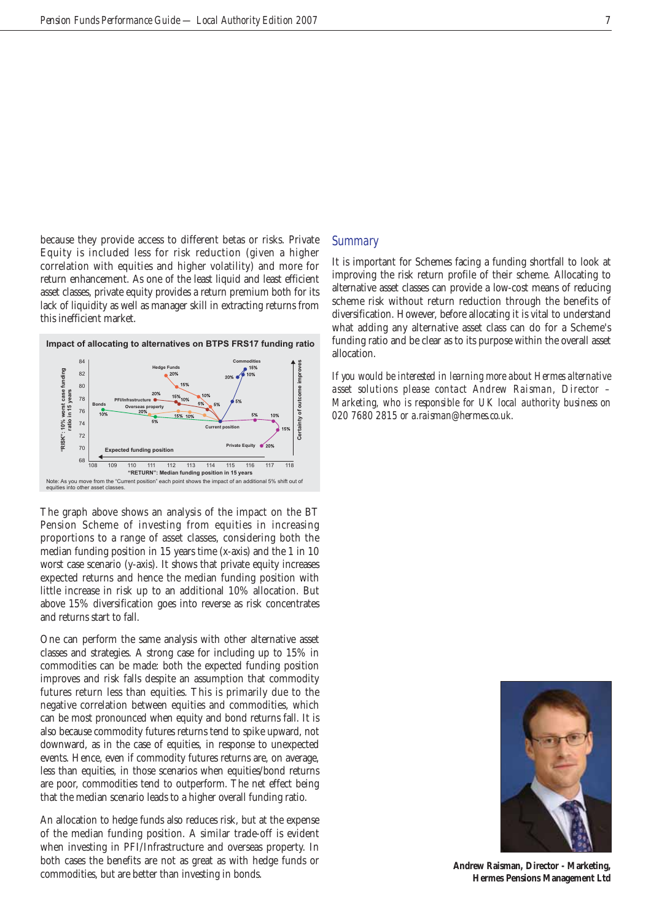because they provide access to different betas or risks. Private Equity is included less for risk reduction (given a higher correlation with equities and higher volatility) and more for return enhancement. As one of the least liquid and least efficient asset classes, private equity provides a return premium both for its lack of liquidity as well as manager skill in extracting returns from this inefficient market.

**Impact of allocating to alternatives on BTPS FRS17 funding ratio**

"RISK": 10% worst case funding ratio in 15 years

84
82
80
78
76
74
72
70
68

Hedge Funds
20%
15%
20%
15%
10%
10%
5%
5%
PFI/Infrastructure
Overseas property
20%
Bonds
10%
5%
15%
10%
Commodities
15%
20%
10%
5%
5%
10%
15%
Current position
Private Equity
20%

Certainty of outcome improves

Expected funding position

108 109 110 111 112 113 114 115 116 117 118

"RETURN": Median funding position in 15 years

Note: As you move from the "Current position" each point shows the impact of an additional 5% shift out of equities into other asset classes.

The graph above shows an analysis of the impact on the BT Pension Scheme of investing from equities in increasing proportions to a range of asset classes, considering both the median funding position in 15 years time (x-axis) and the 1 in 10 worst case scenario (y-axis). It shows that private equity increases expected returns and hence the median funding position with little increase in risk up to an additional 10% allocation. But above 15% diversification goes into reverse as risk concentrates and returns start to fall.

One can perform the same analysis with other alternative asset classes and strategies. A strong case for including up to 15% in commodities can be made: both the expected funding position improves and risk falls despite an assumption that commodity futures return less than equities. This is primarily due to the negative correlation between equities and commodities, which can be most pronounced when equity and bond returns fall. It is also because commodity futures returns tend to spike upward, not downward, as in the case of equities, in response to unexpected events. Hence, even if commodity futures returns are, on average, less than equities, in those scenarios when equities/bond returns are poor, commodities tend to outperform. The net effect being that the median scenario leads to a higher overall funding ratio.

An allocation to hedge funds also reduces risk, but at the expense of the median funding position. A similar trade-off is evident when investing in PFI/Infrastructure and overseas property. In both cases the benefits are not as great as with hedge funds or commodities, but are better than investing in bonds.

## Summary

It is important for Schemes facing a funding shortfall to look at improving the risk return profile of their scheme. Allocating to alternative asset classes can provide a low-cost means of reducing scheme risk without return reduction through the benefits of diversification. However, before allocating it is vital to understand what adding any alternative asset class can do for a Scheme's funding ratio and be clear as to its purpose within the overall asset allocation.

*If you would be interested in learning more about Hermes alternative asset solutions please contact Andrew Raisman, Director – Marketing, who is responsible for UK local authority business on 020 7680 2815 or a.raisman@hermes.co.uk.*

**Andrew Raisman, Director - Marketing, Hermes Pensions Management Ltd**